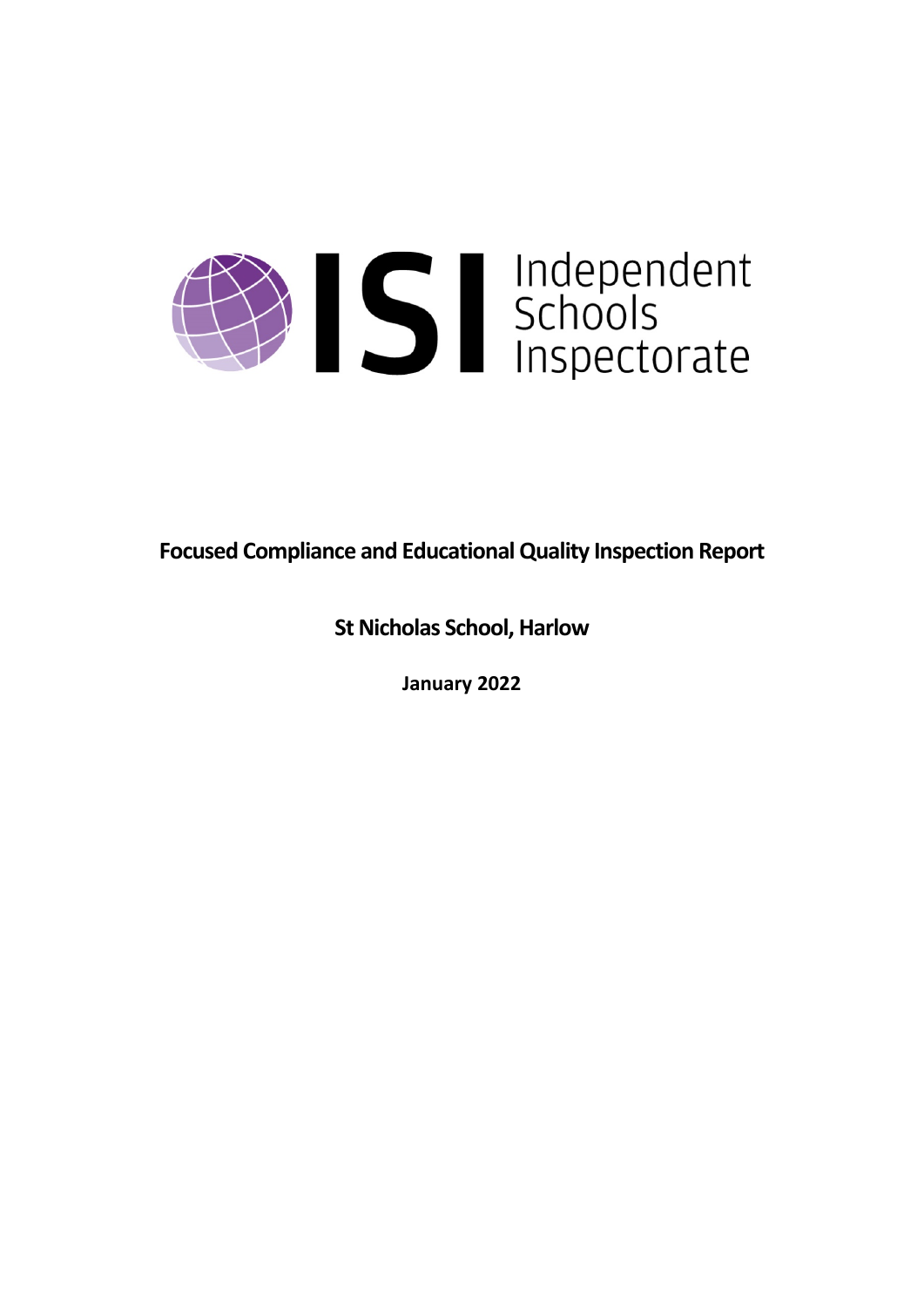ISI Independent Schools Inspectorate

# Focused Compliance and Educational Quality Inspection Report

## St Nicholas School, Harlow

**January 2022**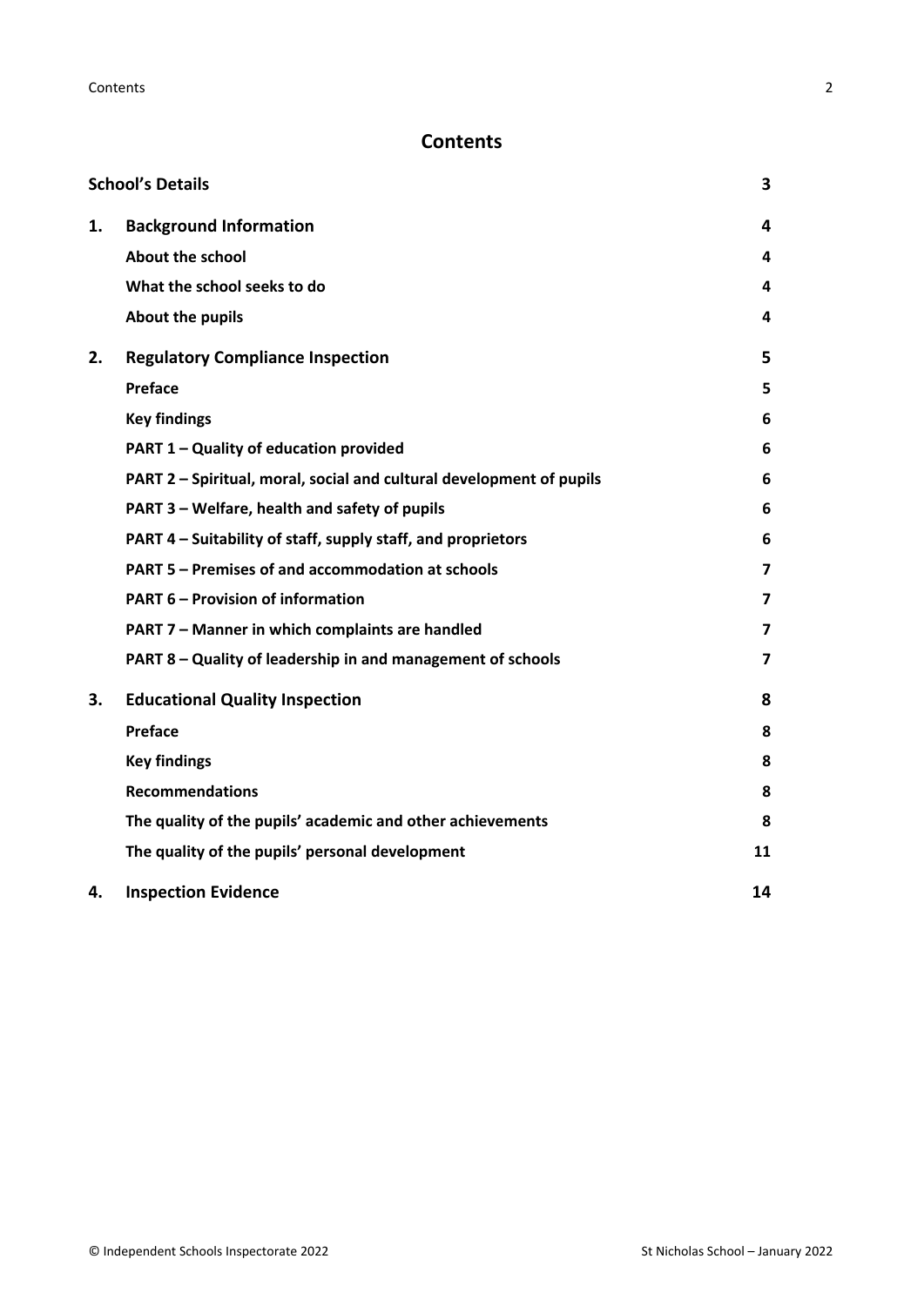## Contents

| | | |
|---|---|---|
| **School's Details** | | **3** |
| **1.** | **Background Information** | **4** |
| | **About the school** | **4** |
| | **What the school seeks to do** | **4** |
| | **About the pupils** | **4** |
| **2.** | **Regulatory Compliance Inspection** | **5** |
| | **Preface** | **5** |
| | **Key findings** | **6** |
| | **PART 1 – Quality of education provided** | **6** |
| | **PART 2 – Spiritual, moral, social and cultural development of pupils** | **6** |
| | **PART 3 – Welfare, health and safety of pupils** | **6** |
| | **PART 4 – Suitability of staff, supply staff, and proprietors** | **6** |
| | **PART 5 – Premises of and accommodation at schools** | **7** |
| | **PART 6 – Provision of information** | **7** |
| | **PART 7 – Manner in which complaints are handled** | **7** |
| | **PART 8 – Quality of leadership in and management of schools** | **7** |
| **3.** | **Educational Quality Inspection** | **8** |
| | **Preface** | **8** |
| | **Key findings** | **8** |
| | **Recommendations** | **8** |
| | **The quality of the pupils' academic and other achievements** | **8** |
| | **The quality of the pupils' personal development** | **11** |
| **4.** | **Inspection Evidence** | **14** |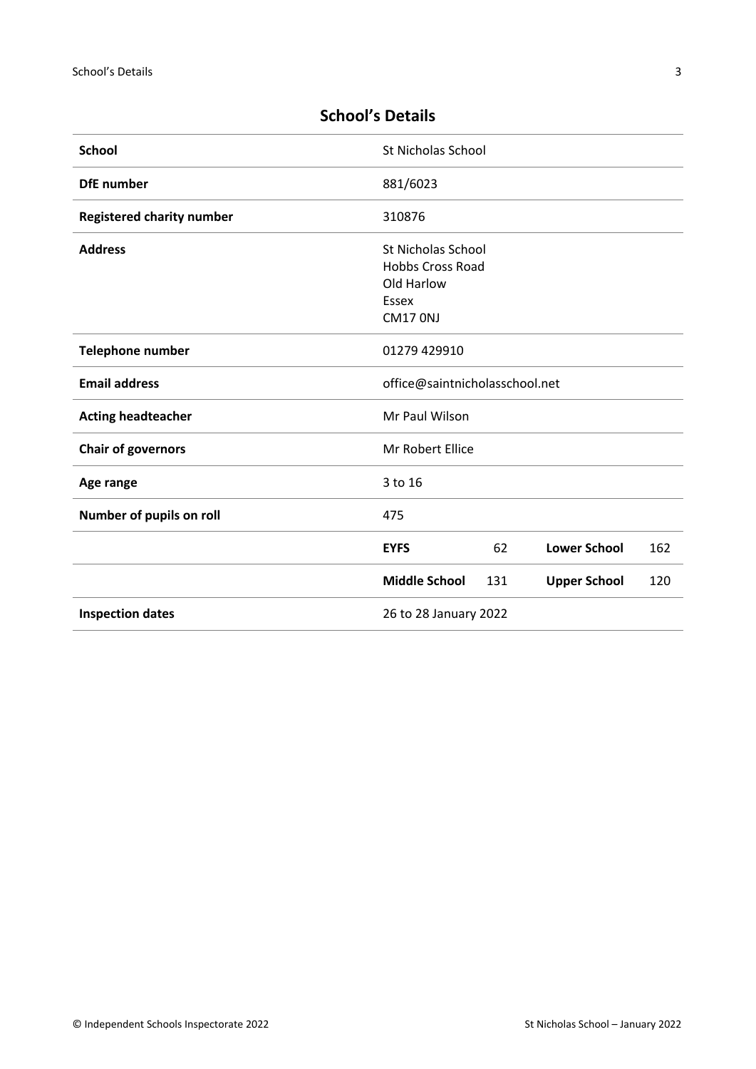## School's Details

| | | | | |
|---|---|---|---|---|
| **School** | St Nicholas School | | | |
| **DfE number** | 881/6023 | | | |
| **Registered charity number** | 310876 | | | |
| **Address** | St Nicholas School<br>Hobbs Cross Road<br>Old Harlow<br>Essex<br>CM17 0NJ | | | |
| **Telephone number** | 01279 429910 | | | |
| **Email address** | office@saintnicholasschool.net | | | |
| **Acting headteacher** | Mr Paul Wilson | | | |
| **Chair of governors** | Mr Robert Ellice | | | |
| **Age range** | 3 to 16 | | | |
| **Number of pupils on roll** | 475 | | | |
| | **EYFS** | 62 | **Lower School** | 162 |
| | **Middle School** | 131 | **Upper School** | 120 |
| **Inspection dates** | 26 to 28 January 2022 | | | |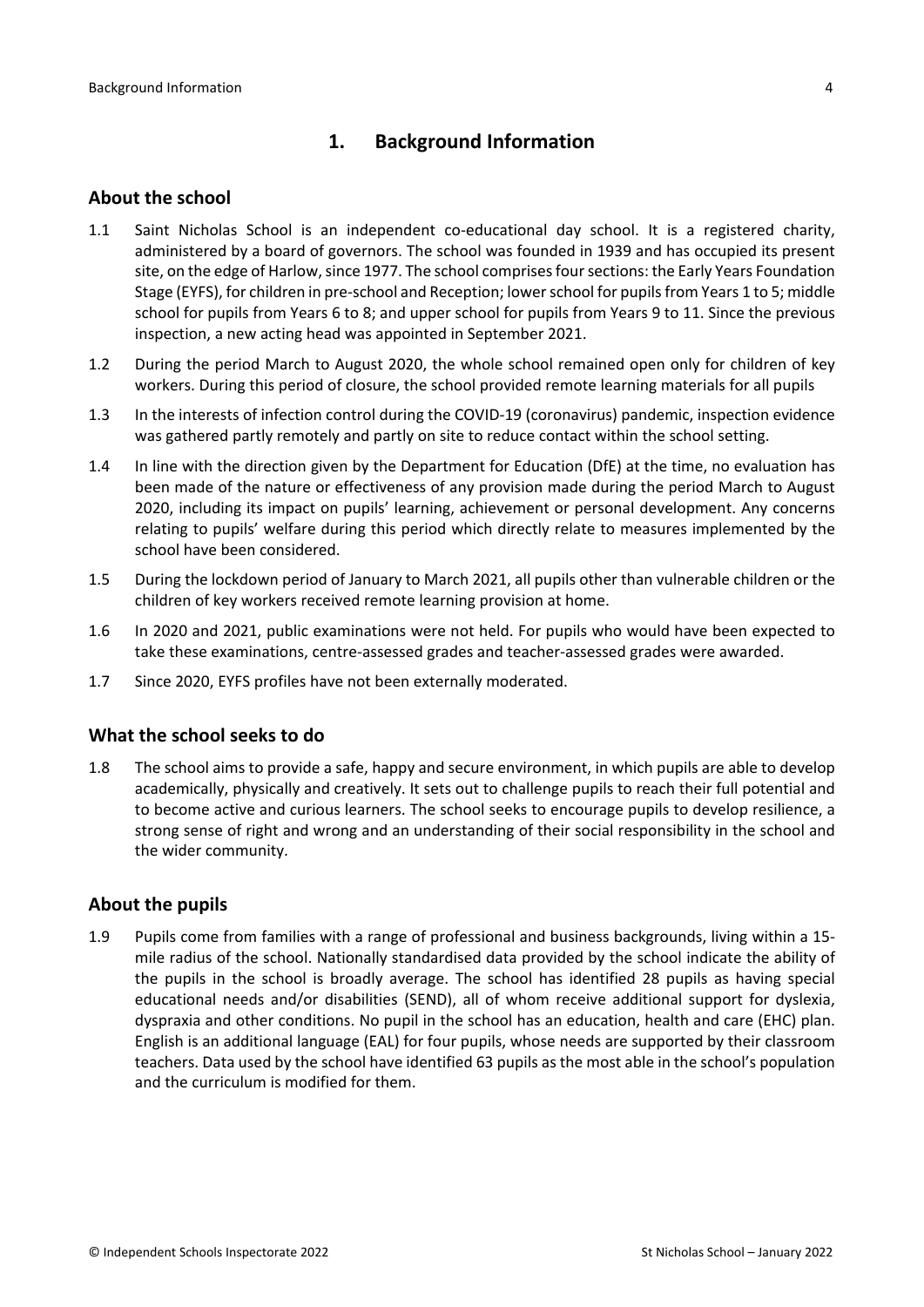# 1. Background Information

## About the school

1.1 Saint Nicholas School is an independent co-educational day school. It is a registered charity, administered by a board of governors. The school was founded in 1939 and has occupied its present site, on the edge of Harlow, since 1977. The school comprises four sections: the Early Years Foundation Stage (EYFS), for children in pre-school and Reception; lower school for pupils from Years 1 to 5; middle school for pupils from Years 6 to 8; and upper school for pupils from Years 9 to 11. Since the previous inspection, a new acting head was appointed in September 2021.

1.2 During the period March to August 2020, the whole school remained open only for children of key workers. During this period of closure, the school provided remote learning materials for all pupils

1.3 In the interests of infection control during the COVID-19 (coronavirus) pandemic, inspection evidence was gathered partly remotely and partly on site to reduce contact within the school setting.

1.4 In line with the direction given by the Department for Education (DfE) at the time, no evaluation has been made of the nature or effectiveness of any provision made during the period March to August 2020, including its impact on pupils' learning, achievement or personal development. Any concerns relating to pupils' welfare during this period which directly relate to measures implemented by the school have been considered.

1.5 During the lockdown period of January to March 2021, all pupils other than vulnerable children or the children of key workers received remote learning provision at home.

1.6 In 2020 and 2021, public examinations were not held. For pupils who would have been expected to take these examinations, centre-assessed grades and teacher-assessed grades were awarded.

1.7 Since 2020, EYFS profiles have not been externally moderated.

## What the school seeks to do

1.8 The school aims to provide a safe, happy and secure environment, in which pupils are able to develop academically, physically and creatively. It sets out to challenge pupils to reach their full potential and to become active and curious learners. The school seeks to encourage pupils to develop resilience, a strong sense of right and wrong and an understanding of their social responsibility in the school and the wider community.

## About the pupils

1.9 Pupils come from families with a range of professional and business backgrounds, living within a 15-mile radius of the school. Nationally standardised data provided by the school indicate the ability of the pupils in the school is broadly average. The school has identified 28 pupils as having special educational needs and/or disabilities (SEND), all of whom receive additional support for dyslexia, dyspraxia and other conditions. No pupil in the school has an education, health and care (EHC) plan. English is an additional language (EAL) for four pupils, whose needs are supported by their classroom teachers. Data used by the school have identified 63 pupils as the most able in the school's population and the curriculum is modified for them.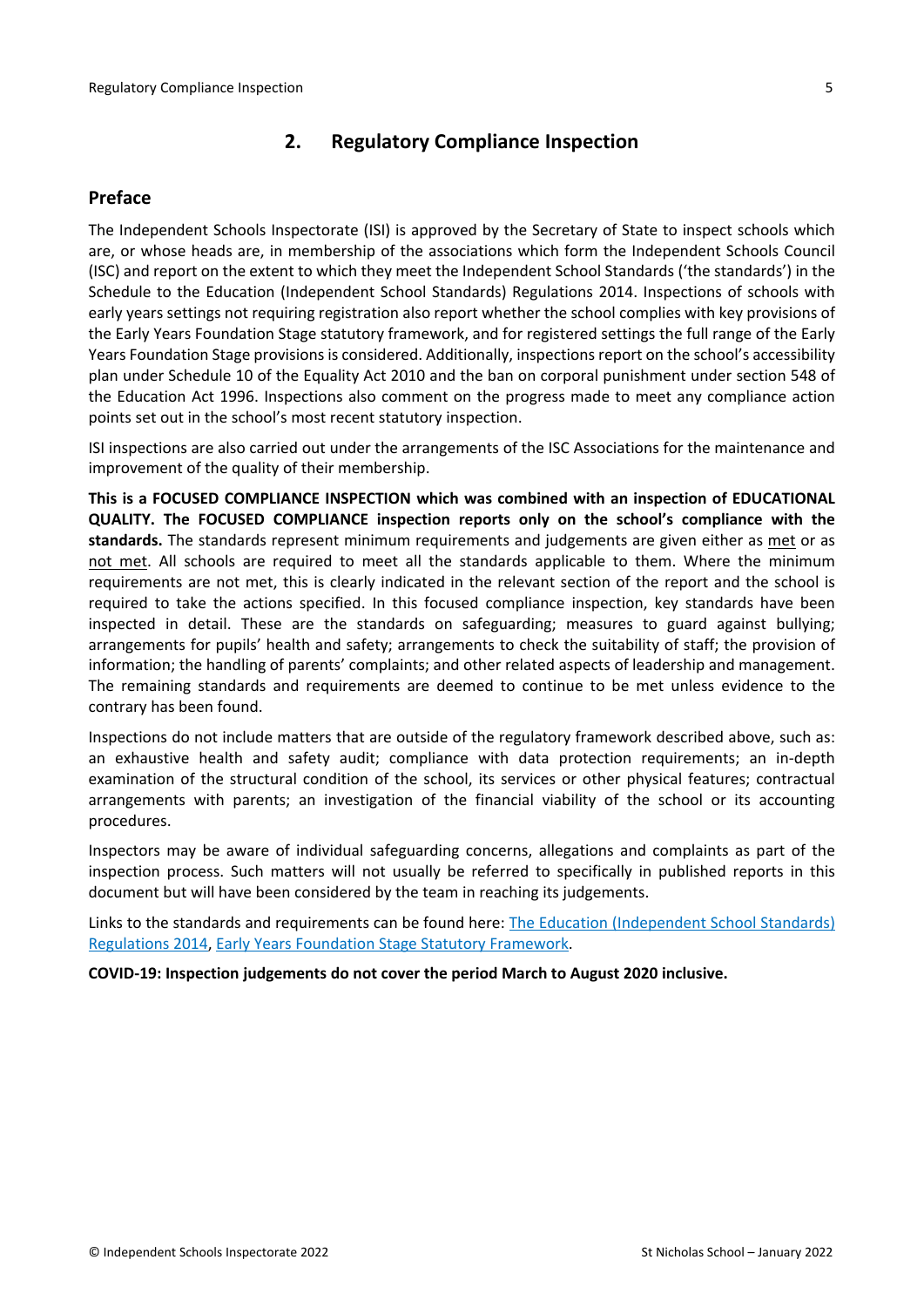## 2. Regulatory Compliance Inspection

### Preface

The Independent Schools Inspectorate (ISI) is approved by the Secretary of State to inspect schools which are, or whose heads are, in membership of the associations which form the Independent Schools Council (ISC) and report on the extent to which they meet the Independent School Standards ('the standards') in the Schedule to the Education (Independent School Standards) Regulations 2014. Inspections of schools with early years settings not requiring registration also report whether the school complies with key provisions of the Early Years Foundation Stage statutory framework, and for registered settings the full range of the Early Years Foundation Stage provisions is considered. Additionally, inspections report on the school's accessibility plan under Schedule 10 of the Equality Act 2010 and the ban on corporal punishment under section 548 of the Education Act 1996. Inspections also comment on the progress made to meet any compliance action points set out in the school's most recent statutory inspection.

ISI inspections are also carried out under the arrangements of the ISC Associations for the maintenance and improvement of the quality of their membership.

**This is a FOCUSED COMPLIANCE INSPECTION which was combined with an inspection of EDUCATIONAL QUALITY. The FOCUSED COMPLIANCE inspection reports only on the school's compliance with the standards.** The standards represent minimum requirements and judgements are given either as met or as not met. All schools are required to meet all the standards applicable to them. Where the minimum requirements are not met, this is clearly indicated in the relevant section of the report and the school is required to take the actions specified. In this focused compliance inspection, key standards have been inspected in detail. These are the standards on safeguarding; measures to guard against bullying; arrangements for pupils' health and safety; arrangements to check the suitability of staff; the provision of information; the handling of parents' complaints; and other related aspects of leadership and management. The remaining standards and requirements are deemed to continue to be met unless evidence to the contrary has been found.

Inspections do not include matters that are outside of the regulatory framework described above, such as: an exhaustive health and safety audit; compliance with data protection requirements; an in-depth examination of the structural condition of the school, its services or other physical features; contractual arrangements with parents; an investigation of the financial viability of the school or its accounting procedures.

Inspectors may be aware of individual safeguarding concerns, allegations and complaints as part of the inspection process. Such matters will not usually be referred to specifically in published reports in this document but will have been considered by the team in reaching its judgements.

Links to the standards and requirements can be found here: The Education (Independent School Standards) Regulations 2014, Early Years Foundation Stage Statutory Framework.

**COVID-19: Inspection judgements do not cover the period March to August 2020 inclusive.**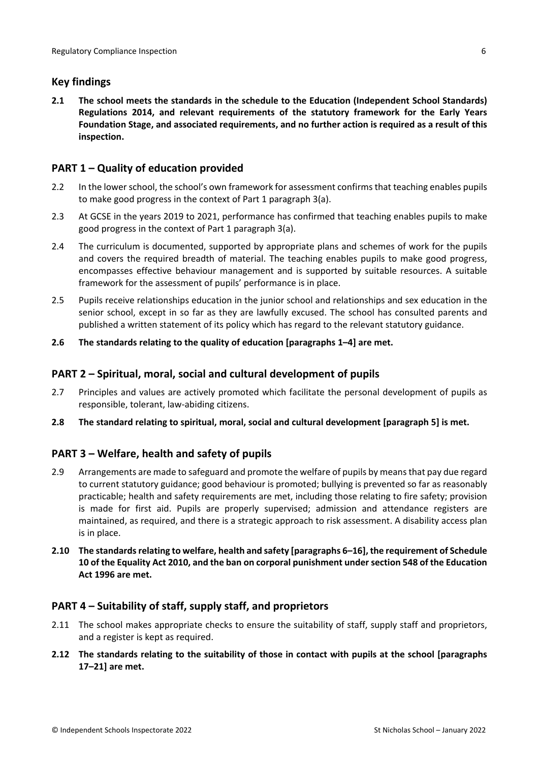## Key findings

**2.1 The school meets the standards in the schedule to the Education (Independent School Standards) Regulations 2014, and relevant requirements of the statutory framework for the Early Years Foundation Stage, and associated requirements, and no further action is required as a result of this inspection.**

## PART 1 – Quality of education provided

2.2 In the lower school, the school's own framework for assessment confirms that teaching enables pupils to make good progress in the context of Part 1 paragraph 3(a).

2.3 At GCSE in the years 2019 to 2021, performance has confirmed that teaching enables pupils to make good progress in the context of Part 1 paragraph 3(a).

2.4 The curriculum is documented, supported by appropriate plans and schemes of work for the pupils and covers the required breadth of material. The teaching enables pupils to make good progress, encompasses effective behaviour management and is supported by suitable resources. A suitable framework for the assessment of pupils' performance is in place.

2.5 Pupils receive relationships education in the junior school and relationships and sex education in the senior school, except in so far as they are lawfully excused. The school has consulted parents and published a written statement of its policy which has regard to the relevant statutory guidance.

**2.6 The standards relating to the quality of education [paragraphs 1–4] are met.**

## PART 2 – Spiritual, moral, social and cultural development of pupils

2.7 Principles and values are actively promoted which facilitate the personal development of pupils as responsible, tolerant, law-abiding citizens.

**2.8 The standard relating to spiritual, moral, social and cultural development [paragraph 5] is met.**

## PART 3 – Welfare, health and safety of pupils

2.9 Arrangements are made to safeguard and promote the welfare of pupils by means that pay due regard to current statutory guidance; good behaviour is promoted; bullying is prevented so far as reasonably practicable; health and safety requirements are met, including those relating to fire safety; provision is made for first aid. Pupils are properly supervised; admission and attendance registers are maintained, as required, and there is a strategic approach to risk assessment. A disability access plan is in place.

**2.10 The standards relating to welfare, health and safety [paragraphs 6–16], the requirement of Schedule 10 of the Equality Act 2010, and the ban on corporal punishment under section 548 of the Education Act 1996 are met.**

## PART 4 – Suitability of staff, supply staff, and proprietors

2.11 The school makes appropriate checks to ensure the suitability of staff, supply staff and proprietors, and a register is kept as required.

**2.12 The standards relating to the suitability of those in contact with pupils at the school [paragraphs 17–21] are met.**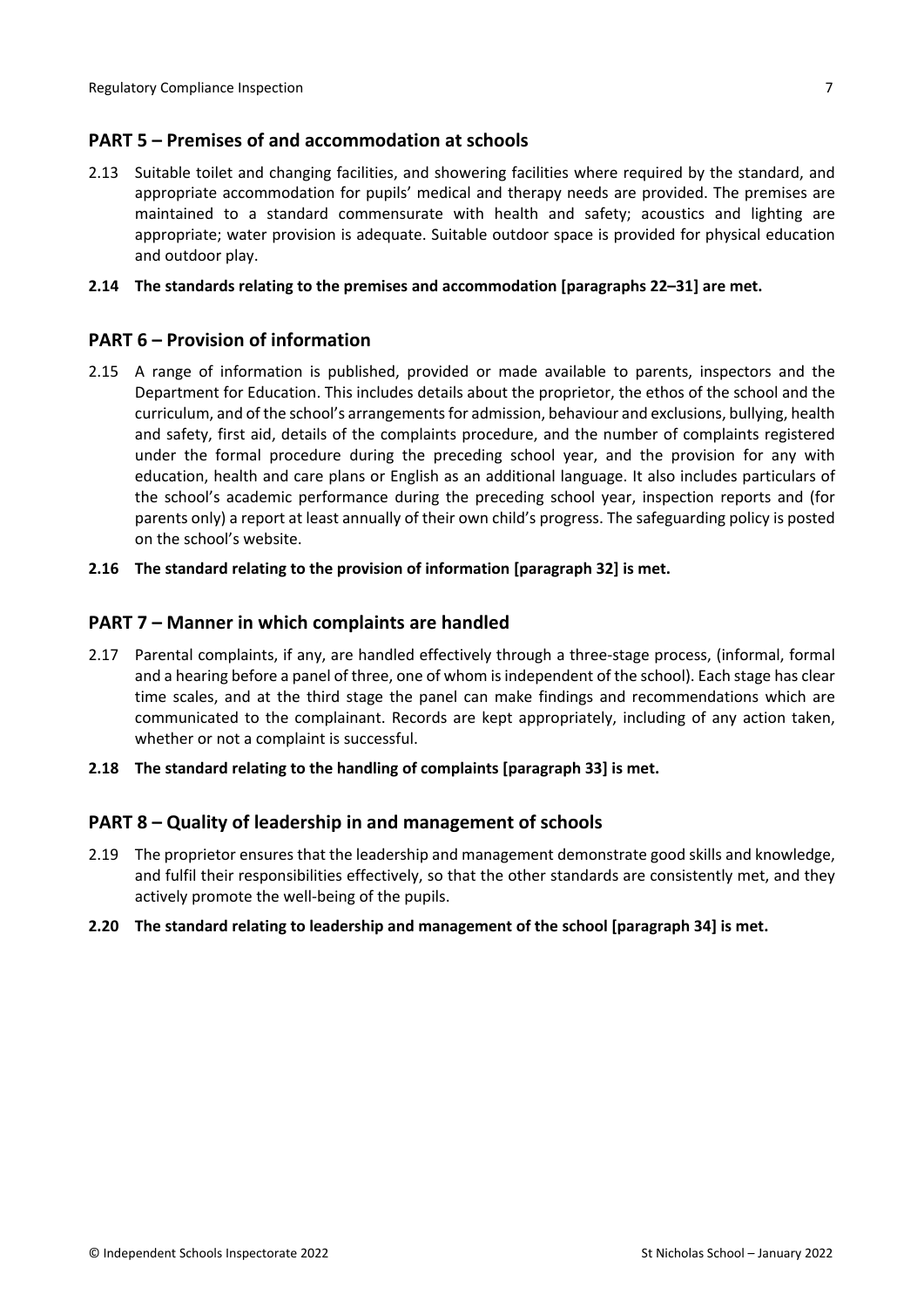## PART 5 – Premises of and accommodation at schools

2.13 Suitable toilet and changing facilities, and showering facilities where required by the standard, and appropriate accommodation for pupils' medical and therapy needs are provided. The premises are maintained to a standard commensurate with health and safety; acoustics and lighting are appropriate; water provision is adequate. Suitable outdoor space is provided for physical education and outdoor play.

**2.14 The standards relating to the premises and accommodation [paragraphs 22–31] are met.**

## PART 6 – Provision of information

2.15 A range of information is published, provided or made available to parents, inspectors and the Department for Education. This includes details about the proprietor, the ethos of the school and the curriculum, and of the school's arrangements for admission, behaviour and exclusions, bullying, health and safety, first aid, details of the complaints procedure, and the number of complaints registered under the formal procedure during the preceding school year, and the provision for any with education, health and care plans or English as an additional language. It also includes particulars of the school's academic performance during the preceding school year, inspection reports and (for parents only) a report at least annually of their own child's progress. The safeguarding policy is posted on the school's website.

**2.16 The standard relating to the provision of information [paragraph 32] is met.**

## PART 7 – Manner in which complaints are handled

2.17 Parental complaints, if any, are handled effectively through a three-stage process, (informal, formal and a hearing before a panel of three, one of whom is independent of the school). Each stage has clear time scales, and at the third stage the panel can make findings and recommendations which are communicated to the complainant. Records are kept appropriately, including of any action taken, whether or not a complaint is successful.

**2.18 The standard relating to the handling of complaints [paragraph 33] is met.**

## PART 8 – Quality of leadership in and management of schools

2.19 The proprietor ensures that the leadership and management demonstrate good skills and knowledge, and fulfil their responsibilities effectively, so that the other standards are consistently met, and they actively promote the well-being of the pupils.

**2.20 The standard relating to leadership and management of the school [paragraph 34] is met.**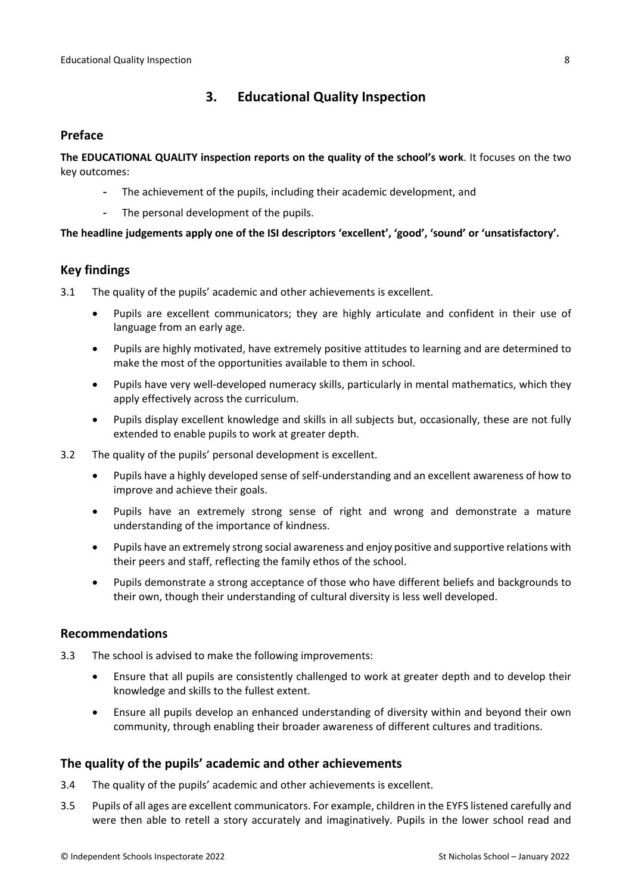## 3. Educational Quality Inspection

### Preface

**The EDUCATIONAL QUALITY inspection reports on the quality of the school's work**. It focuses on the two key outcomes:

- The achievement of the pupils, including their academic development, and
- The personal development of the pupils.

**The headline judgements apply one of the ISI descriptors 'excellent', 'good', 'sound' or 'unsatisfactory'.**

### Key findings

3.1 The quality of the pupils' academic and other achievements is excellent.

- Pupils are excellent communicators; they are highly articulate and confident in their use of language from an early age.
- Pupils are highly motivated, have extremely positive attitudes to learning and are determined to make the most of the opportunities available to them in school.
- Pupils have very well-developed numeracy skills, particularly in mental mathematics, which they apply effectively across the curriculum.
- Pupils display excellent knowledge and skills in all subjects but, occasionally, these are not fully extended to enable pupils to work at greater depth.

3.2 The quality of the pupils' personal development is excellent.

- Pupils have a highly developed sense of self-understanding and an excellent awareness of how to improve and achieve their goals.
- Pupils have an extremely strong sense of right and wrong and demonstrate a mature understanding of the importance of kindness.
- Pupils have an extremely strong social awareness and enjoy positive and supportive relations with their peers and staff, reflecting the family ethos of the school.
- Pupils demonstrate a strong acceptance of those who have different beliefs and backgrounds to their own, though their understanding of cultural diversity is less well developed.

### Recommendations

3.3 The school is advised to make the following improvements:

- Ensure that all pupils are consistently challenged to work at greater depth and to develop their knowledge and skills to the fullest extent.
- Ensure all pupils develop an enhanced understanding of diversity within and beyond their own community, through enabling their broader awareness of different cultures and traditions.

### The quality of the pupils' academic and other achievements

3.4 The quality of the pupils' academic and other achievements is excellent.

3.5 Pupils of all ages are excellent communicators. For example, children in the EYFS listened carefully and were then able to retell a story accurately and imaginatively. Pupils in the lower school read and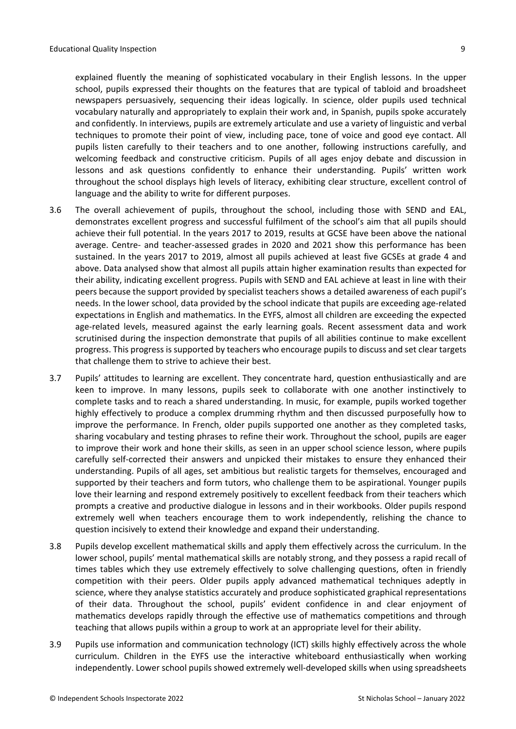explained fluently the meaning of sophisticated vocabulary in their English lessons. In the upper school, pupils expressed their thoughts on the features that are typical of tabloid and broadsheet newspapers persuasively, sequencing their ideas logically. In science, older pupils used technical vocabulary naturally and appropriately to explain their work and, in Spanish, pupils spoke accurately and confidently. In interviews, pupils are extremely articulate and use a variety of linguistic and verbal techniques to promote their point of view, including pace, tone of voice and good eye contact. All pupils listen carefully to their teachers and to one another, following instructions carefully, and welcoming feedback and constructive criticism. Pupils of all ages enjoy debate and discussion in lessons and ask questions confidently to enhance their understanding. Pupils' written work throughout the school displays high levels of literacy, exhibiting clear structure, excellent control of language and the ability to write for different purposes.

3.6 The overall achievement of pupils, throughout the school, including those with SEND and EAL, demonstrates excellent progress and successful fulfilment of the school's aim that all pupils should achieve their full potential. In the years 2017 to 2019, results at GCSE have been above the national average. Centre- and teacher-assessed grades in 2020 and 2021 show this performance has been sustained. In the years 2017 to 2019, almost all pupils achieved at least five GCSEs at grade 4 and above. Data analysed show that almost all pupils attain higher examination results than expected for their ability, indicating excellent progress. Pupils with SEND and EAL achieve at least in line with their peers because the support provided by specialist teachers shows a detailed awareness of each pupil's needs. In the lower school, data provided by the school indicate that pupils are exceeding age-related expectations in English and mathematics. In the EYFS, almost all children are exceeding the expected age-related levels, measured against the early learning goals. Recent assessment data and work scrutinised during the inspection demonstrate that pupils of all abilities continue to make excellent progress. This progress is supported by teachers who encourage pupils to discuss and set clear targets that challenge them to strive to achieve their best.

3.7 Pupils' attitudes to learning are excellent. They concentrate hard, question enthusiastically and are keen to improve. In many lessons, pupils seek to collaborate with one another instinctively to complete tasks and to reach a shared understanding. In music, for example, pupils worked together highly effectively to produce a complex drumming rhythm and then discussed purposefully how to improve the performance. In French, older pupils supported one another as they completed tasks, sharing vocabulary and testing phrases to refine their work. Throughout the school, pupils are eager to improve their work and hone their skills, as seen in an upper school science lesson, where pupils carefully self-corrected their answers and unpicked their mistakes to ensure they enhanced their understanding. Pupils of all ages, set ambitious but realistic targets for themselves, encouraged and supported by their teachers and form tutors, who challenge them to be aspirational. Younger pupils love their learning and respond extremely positively to excellent feedback from their teachers which prompts a creative and productive dialogue in lessons and in their workbooks. Older pupils respond extremely well when teachers encourage them to work independently, relishing the chance to question incisively to extend their knowledge and expand their understanding.

3.8 Pupils develop excellent mathematical skills and apply them effectively across the curriculum. In the lower school, pupils' mental mathematical skills are notably strong, and they possess a rapid recall of times tables which they use extremely effectively to solve challenging questions, often in friendly competition with their peers. Older pupils apply advanced mathematical techniques adeptly in science, where they analyse statistics accurately and produce sophisticated graphical representations of their data. Throughout the school, pupils' evident confidence in and clear enjoyment of mathematics develops rapidly through the effective use of mathematics competitions and through teaching that allows pupils within a group to work at an appropriate level for their ability.

3.9 Pupils use information and communication technology (ICT) skills highly effectively across the whole curriculum. Children in the EYFS use the interactive whiteboard enthusiastically when working independently. Lower school pupils showed extremely well-developed skills when using spreadsheets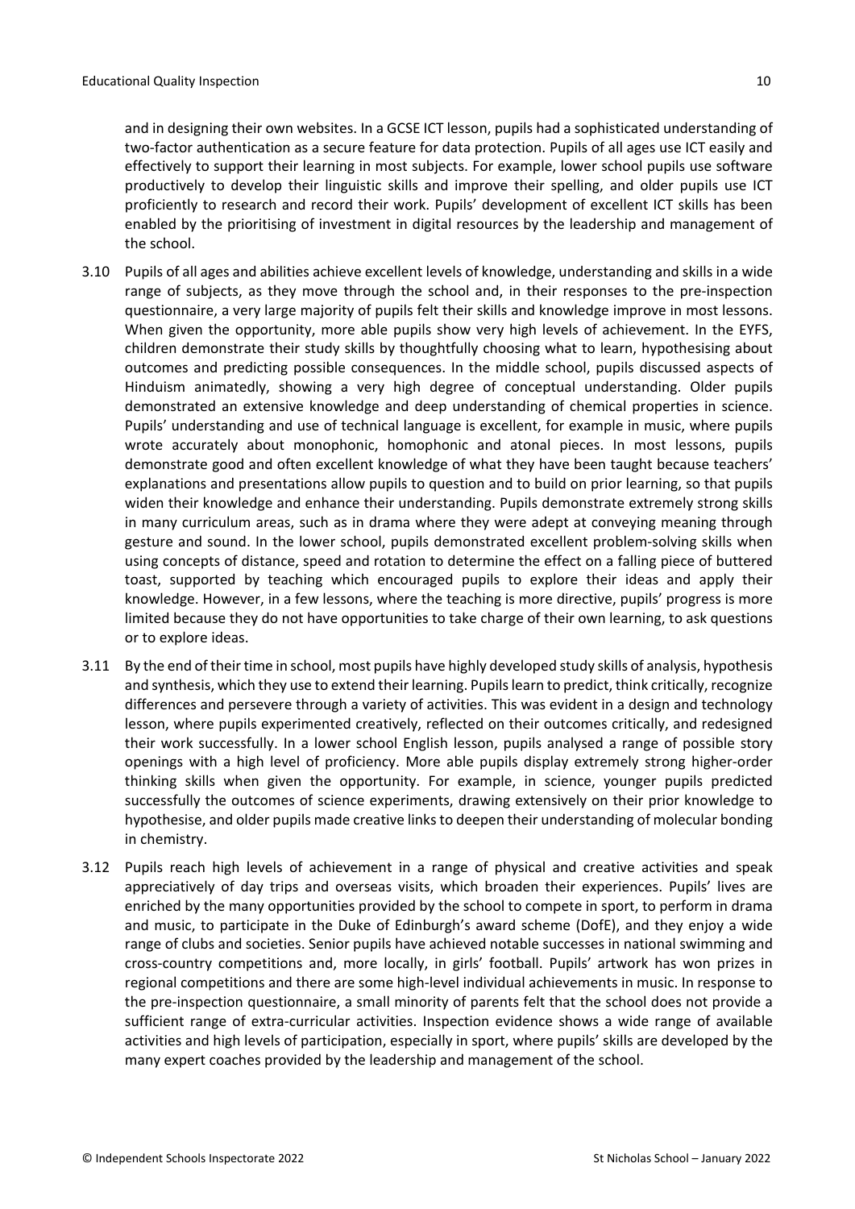and in designing their own websites. In a GCSE ICT lesson, pupils had a sophisticated understanding of two-factor authentication as a secure feature for data protection. Pupils of all ages use ICT easily and effectively to support their learning in most subjects. For example, lower school pupils use software productively to develop their linguistic skills and improve their spelling, and older pupils use ICT proficiently to research and record their work. Pupils' development of excellent ICT skills has been enabled by the prioritising of investment in digital resources by the leadership and management of the school.

3.10 Pupils of all ages and abilities achieve excellent levels of knowledge, understanding and skills in a wide range of subjects, as they move through the school and, in their responses to the pre-inspection questionnaire, a very large majority of pupils felt their skills and knowledge improve in most lessons. When given the opportunity, more able pupils show very high levels of achievement. In the EYFS, children demonstrate their study skills by thoughtfully choosing what to learn, hypothesising about outcomes and predicting possible consequences. In the middle school, pupils discussed aspects of Hinduism animatedly, showing a very high degree of conceptual understanding. Older pupils demonstrated an extensive knowledge and deep understanding of chemical properties in science. Pupils' understanding and use of technical language is excellent, for example in music, where pupils wrote accurately about monophonic, homophonic and atonal pieces. In most lessons, pupils demonstrate good and often excellent knowledge of what they have been taught because teachers' explanations and presentations allow pupils to question and to build on prior learning, so that pupils widen their knowledge and enhance their understanding. Pupils demonstrate extremely strong skills in many curriculum areas, such as in drama where they were adept at conveying meaning through gesture and sound. In the lower school, pupils demonstrated excellent problem-solving skills when using concepts of distance, speed and rotation to determine the effect on a falling piece of buttered toast, supported by teaching which encouraged pupils to explore their ideas and apply their knowledge. However, in a few lessons, where the teaching is more directive, pupils' progress is more limited because they do not have opportunities to take charge of their own learning, to ask questions or to explore ideas.

3.11 By the end of their time in school, most pupils have highly developed study skills of analysis, hypothesis and synthesis, which they use to extend their learning. Pupils learn to predict, think critically, recognize differences and persevere through a variety of activities. This was evident in a design and technology lesson, where pupils experimented creatively, reflected on their outcomes critically, and redesigned their work successfully. In a lower school English lesson, pupils analysed a range of possible story openings with a high level of proficiency. More able pupils display extremely strong higher-order thinking skills when given the opportunity. For example, in science, younger pupils predicted successfully the outcomes of science experiments, drawing extensively on their prior knowledge to hypothesise, and older pupils made creative links to deepen their understanding of molecular bonding in chemistry.

3.12 Pupils reach high levels of achievement in a range of physical and creative activities and speak appreciatively of day trips and overseas visits, which broaden their experiences. Pupils' lives are enriched by the many opportunities provided by the school to compete in sport, to perform in drama and music, to participate in the Duke of Edinburgh's award scheme (DofE), and they enjoy a wide range of clubs and societies. Senior pupils have achieved notable successes in national swimming and cross-country competitions and, more locally, in girls' football. Pupils' artwork has won prizes in regional competitions and there are some high-level individual achievements in music. In response to the pre-inspection questionnaire, a small minority of parents felt that the school does not provide a sufficient range of extra-curricular activities. Inspection evidence shows a wide range of available activities and high levels of participation, especially in sport, where pupils' skills are developed by the many expert coaches provided by the leadership and management of the school.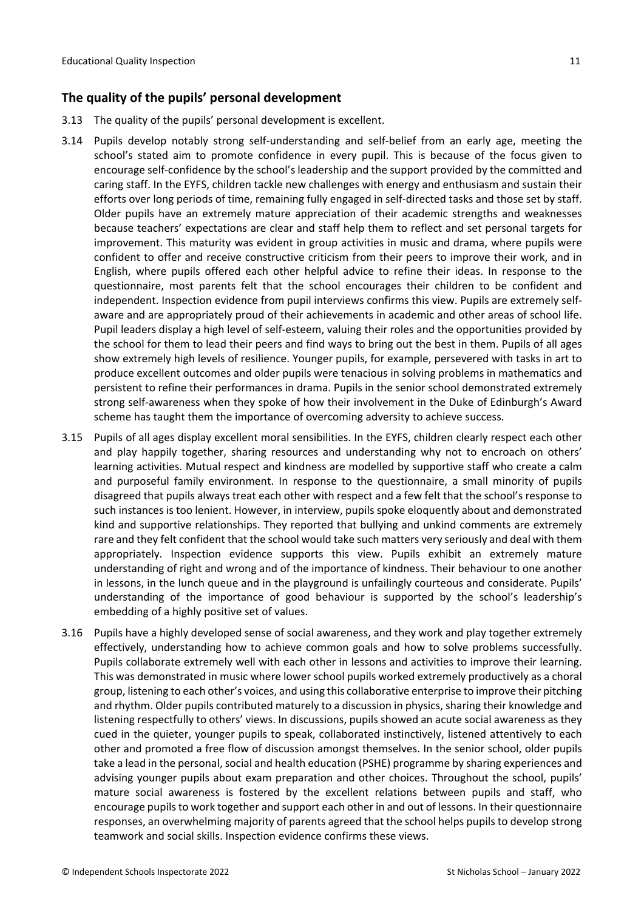## The quality of the pupils' personal development

3.13 The quality of the pupils' personal development is excellent.

3.14 Pupils develop notably strong self-understanding and self-belief from an early age, meeting the school's stated aim to promote confidence in every pupil. This is because of the focus given to encourage self-confidence by the school's leadership and the support provided by the committed and caring staff. In the EYFS, children tackle new challenges with energy and enthusiasm and sustain their efforts over long periods of time, remaining fully engaged in self-directed tasks and those set by staff. Older pupils have an extremely mature appreciation of their academic strengths and weaknesses because teachers' expectations are clear and staff help them to reflect and set personal targets for improvement. This maturity was evident in group activities in music and drama, where pupils were confident to offer and receive constructive criticism from their peers to improve their work, and in English, where pupils offered each other helpful advice to refine their ideas. In response to the questionnaire, most parents felt that the school encourages their children to be confident and independent. Inspection evidence from pupil interviews confirms this view. Pupils are extremely self-aware and are appropriately proud of their achievements in academic and other areas of school life. Pupil leaders display a high level of self-esteem, valuing their roles and the opportunities provided by the school for them to lead their peers and find ways to bring out the best in them. Pupils of all ages show extremely high levels of resilience. Younger pupils, for example, persevered with tasks in art to produce excellent outcomes and older pupils were tenacious in solving problems in mathematics and persistent to refine their performances in drama. Pupils in the senior school demonstrated extremely strong self-awareness when they spoke of how their involvement in the Duke of Edinburgh's Award scheme has taught them the importance of overcoming adversity to achieve success.

3.15 Pupils of all ages display excellent moral sensibilities. In the EYFS, children clearly respect each other and play happily together, sharing resources and understanding why not to encroach on others' learning activities. Mutual respect and kindness are modelled by supportive staff who create a calm and purposeful family environment. In response to the questionnaire, a small minority of pupils disagreed that pupils always treat each other with respect and a few felt that the school's response to such instances is too lenient. However, in interview, pupils spoke eloquently about and demonstrated kind and supportive relationships. They reported that bullying and unkind comments are extremely rare and they felt confident that the school would take such matters very seriously and deal with them appropriately. Inspection evidence supports this view. Pupils exhibit an extremely mature understanding of right and wrong and of the importance of kindness. Their behaviour to one another in lessons, in the lunch queue and in the playground is unfailingly courteous and considerate. Pupils' understanding of the importance of good behaviour is supported by the school's leadership's embedding of a highly positive set of values.

3.16 Pupils have a highly developed sense of social awareness, and they work and play together extremely effectively, understanding how to achieve common goals and how to solve problems successfully. Pupils collaborate extremely well with each other in lessons and activities to improve their learning. This was demonstrated in music where lower school pupils worked extremely productively as a choral group, listening to each other's voices, and using this collaborative enterprise to improve their pitching and rhythm. Older pupils contributed maturely to a discussion in physics, sharing their knowledge and listening respectfully to others' views. In discussions, pupils showed an acute social awareness as they cued in the quieter, younger pupils to speak, collaborated instinctively, listened attentively to each other and promoted a free flow of discussion amongst themselves. In the senior school, older pupils take a lead in the personal, social and health education (PSHE) programme by sharing experiences and advising younger pupils about exam preparation and other choices. Throughout the school, pupils' mature social awareness is fostered by the excellent relations between pupils and staff, who encourage pupils to work together and support each other in and out of lessons. In their questionnaire responses, an overwhelming majority of parents agreed that the school helps pupils to develop strong teamwork and social skills. Inspection evidence confirms these views.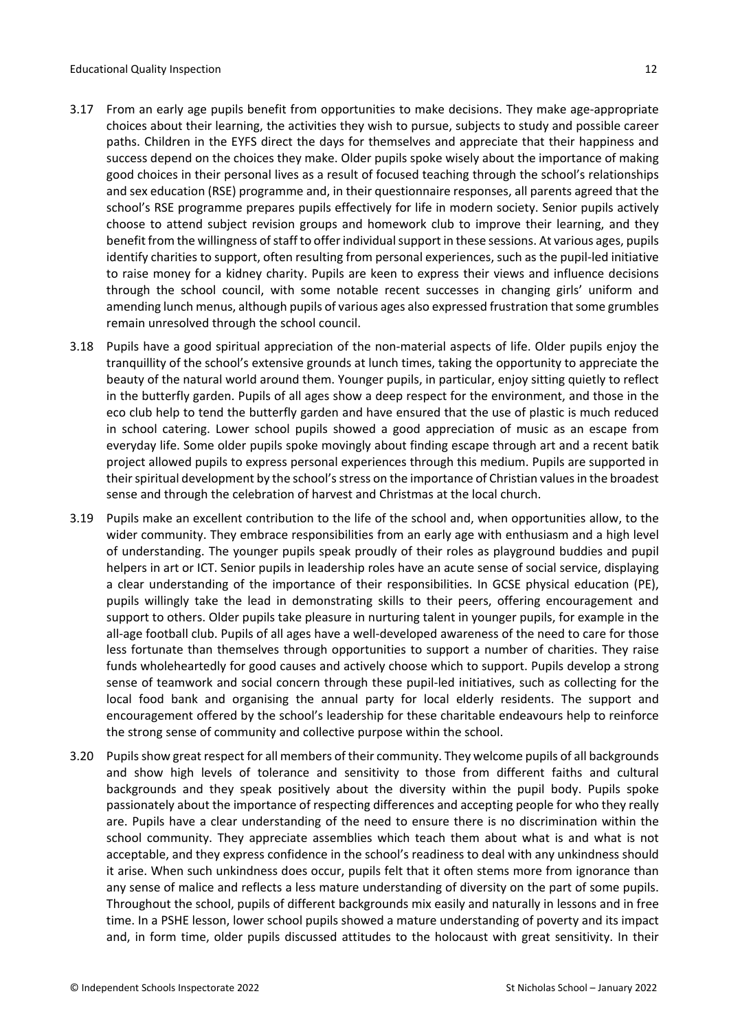3.17 From an early age pupils benefit from opportunities to make decisions. They make age-appropriate choices about their learning, the activities they wish to pursue, subjects to study and possible career paths. Children in the EYFS direct the days for themselves and appreciate that their happiness and success depend on the choices they make. Older pupils spoke wisely about the importance of making good choices in their personal lives as a result of focused teaching through the school's relationships and sex education (RSE) programme and, in their questionnaire responses, all parents agreed that the school's RSE programme prepares pupils effectively for life in modern society. Senior pupils actively choose to attend subject revision groups and homework club to improve their learning, and they benefit from the willingness of staff to offer individual support in these sessions. At various ages, pupils identify charities to support, often resulting from personal experiences, such as the pupil-led initiative to raise money for a kidney charity. Pupils are keen to express their views and influence decisions through the school council, with some notable recent successes in changing girls' uniform and amending lunch menus, although pupils of various ages also expressed frustration that some grumbles remain unresolved through the school council.

3.18 Pupils have a good spiritual appreciation of the non-material aspects of life. Older pupils enjoy the tranquillity of the school's extensive grounds at lunch times, taking the opportunity to appreciate the beauty of the natural world around them. Younger pupils, in particular, enjoy sitting quietly to reflect in the butterfly garden. Pupils of all ages show a deep respect for the environment, and those in the eco club help to tend the butterfly garden and have ensured that the use of plastic is much reduced in school catering. Lower school pupils showed a good appreciation of music as an escape from everyday life. Some older pupils spoke movingly about finding escape through art and a recent batik project allowed pupils to express personal experiences through this medium. Pupils are supported in their spiritual development by the school's stress on the importance of Christian values in the broadest sense and through the celebration of harvest and Christmas at the local church.

3.19 Pupils make an excellent contribution to the life of the school and, when opportunities allow, to the wider community. They embrace responsibilities from an early age with enthusiasm and a high level of understanding. The younger pupils speak proudly of their roles as playground buddies and pupil helpers in art or ICT. Senior pupils in leadership roles have an acute sense of social service, displaying a clear understanding of the importance of their responsibilities. In GCSE physical education (PE), pupils willingly take the lead in demonstrating skills to their peers, offering encouragement and support to others. Older pupils take pleasure in nurturing talent in younger pupils, for example in the all-age football club. Pupils of all ages have a well-developed awareness of the need to care for those less fortunate than themselves through opportunities to support a number of charities. They raise funds wholeheartedly for good causes and actively choose which to support. Pupils develop a strong sense of teamwork and social concern through these pupil-led initiatives, such as collecting for the local food bank and organising the annual party for local elderly residents. The support and encouragement offered by the school's leadership for these charitable endeavours help to reinforce the strong sense of community and collective purpose within the school.

3.20 Pupils show great respect for all members of their community. They welcome pupils of all backgrounds and show high levels of tolerance and sensitivity to those from different faiths and cultural backgrounds and they speak positively about the diversity within the pupil body. Pupils spoke passionately about the importance of respecting differences and accepting people for who they really are. Pupils have a clear understanding of the need to ensure there is no discrimination within the school community. They appreciate assemblies which teach them about what is and what is not acceptable, and they express confidence in the school's readiness to deal with any unkindness should it arise. When such unkindness does occur, pupils felt that it often stems more from ignorance than any sense of malice and reflects a less mature understanding of diversity on the part of some pupils. Throughout the school, pupils of different backgrounds mix easily and naturally in lessons and in free time. In a PSHE lesson, lower school pupils showed a mature understanding of poverty and its impact and, in form time, older pupils discussed attitudes to the holocaust with great sensitivity. In their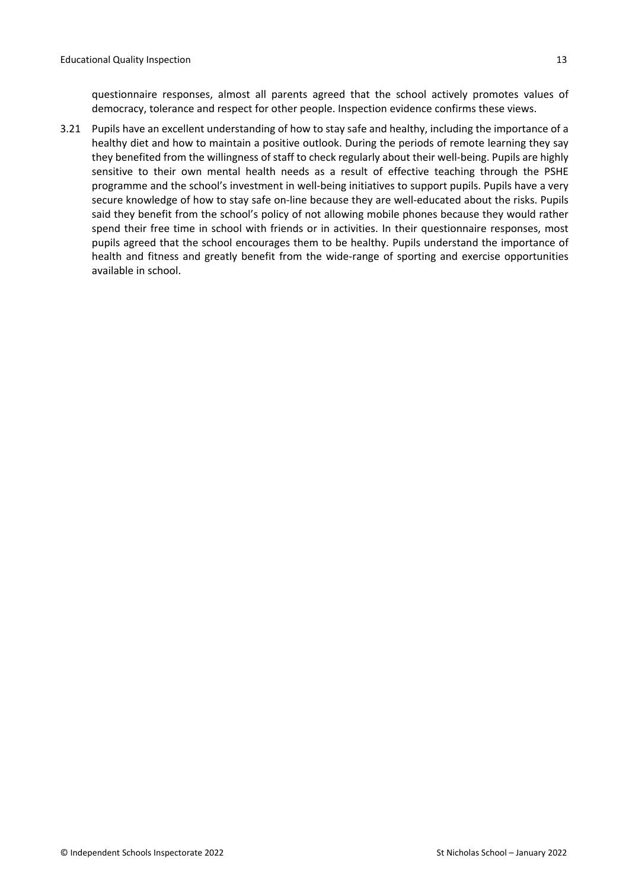questionnaire responses, almost all parents agreed that the school actively promotes values of democracy, tolerance and respect for other people. Inspection evidence confirms these views.

3.21 Pupils have an excellent understanding of how to stay safe and healthy, including the importance of a healthy diet and how to maintain a positive outlook. During the periods of remote learning they say they benefited from the willingness of staff to check regularly about their well-being. Pupils are highly sensitive to their own mental health needs as a result of effective teaching through the PSHE programme and the school's investment in well-being initiatives to support pupils. Pupils have a very secure knowledge of how to stay safe on-line because they are well-educated about the risks. Pupils said they benefit from the school's policy of not allowing mobile phones because they would rather spend their free time in school with friends or in activities. In their questionnaire responses, most pupils agreed that the school encourages them to be healthy. Pupils understand the importance of health and fitness and greatly benefit from the wide-range of sporting and exercise opportunities available in school.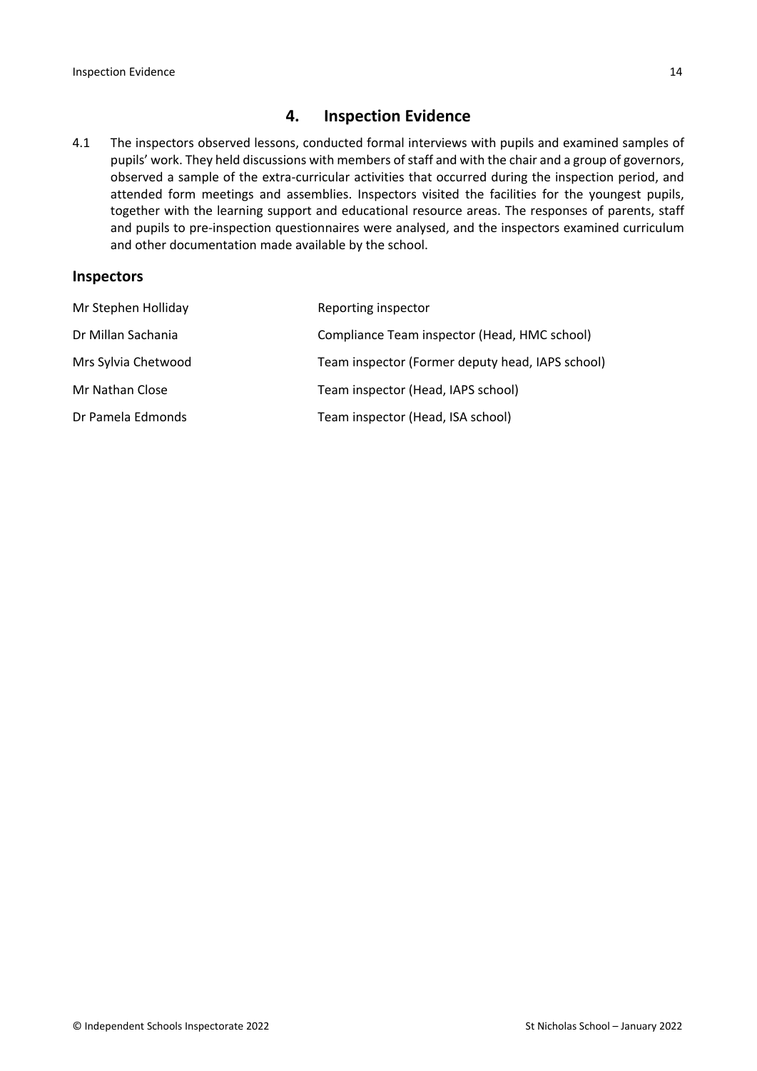## 4. Inspection Evidence

4.1 The inspectors observed lessons, conducted formal interviews with pupils and examined samples of pupils' work. They held discussions with members of staff and with the chair and a group of governors, observed a sample of the extra-curricular activities that occurred during the inspection period, and attended form meetings and assemblies. Inspectors visited the facilities for the youngest pupils, together with the learning support and educational resource areas. The responses of parents, staff and pupils to pre-inspection questionnaires were analysed, and the inspectors examined curriculum and other documentation made available by the school.

### Inspectors

| | |
|---|---|
| Mr Stephen Holliday | Reporting inspector |
| Dr Millan Sachania | Compliance Team inspector (Head, HMC school) |
| Mrs Sylvia Chetwood | Team inspector (Former deputy head, IAPS school) |
| Mr Nathan Close | Team inspector (Head, IAPS school) |
| Dr Pamela Edmonds | Team inspector (Head, ISA school) |